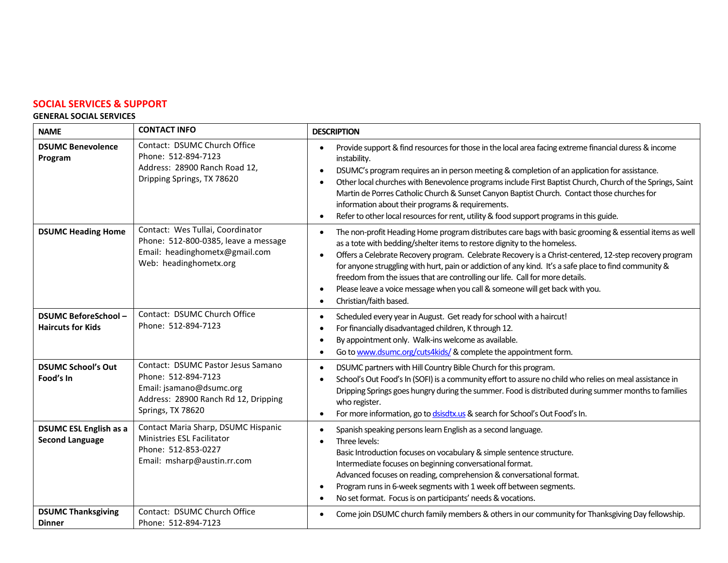## SOCIAL SERVICES & SUPPORT

### GENERAL SOCIAL SERVICES

| NAME | CONTACT INFO | DESCRIPTION |
|---|---|---|
| **DSUMC Benevolence Program** | Contact: DSUMC Church Office<br>Phone: 512-894-7123<br>Address: 28900 Ranch Road 12, Dripping Springs, TX 78620 | • Provide support & find resources for those in the local area facing extreme financial duress & income instability.<br>• DSUMC's program requires an in person meeting & completion of an application for assistance.<br>• Other local churches with Benevolence programs include First Baptist Church, Church of the Springs, Saint Martin de Porres Catholic Church & Sunset Canyon Baptist Church. Contact those churches for information about their programs & requirements.<br>• Refer to other local resources for rent, utility & food support programs in this guide. |
| **DSUMC Heading Home** | Contact: Wes Tullai, Coordinator<br>Phone: 512-800-0385, leave a message<br>Email: headinghometx@gmail.com<br>Web: headinghometx.org | • The non-profit Heading Home program distributes care bags with basic grooming & essential items as well as a tote with bedding/shelter items to restore dignity to the homeless.<br>• Offers a Celebrate Recovery program. Celebrate Recovery is a Christ-centered, 12-step recovery program for anyone struggling with hurt, pain or addiction of any kind. It's a safe place to find community & freedom from the issues that are controlling our life. Call for more details.<br>• Please leave a voice message when you call & someone will get back with you.<br>• Christian/faith based. |
| **DSUMC BeforeSchool – Haircuts for Kids** | Contact: DSUMC Church Office<br>Phone: 512-894-7123 | • Scheduled every year in August. Get ready for school with a haircut!<br>• For financially disadvantaged children, K through 12.<br>• By appointment only. Walk-ins welcome as available.<br>• Go to www.dsumc.org/cuts4kids/ & complete the appointment form. |
| **DSUMC School's Out Food's In** | Contact: DSUMC Pastor Jesus Samano<br>Phone: 512-894-7123<br>Email: jsamano@dsumc.org<br>Address: 28900 Ranch Rd 12, Dripping Springs, TX 78620 | • DSUMC partners with Hill Country Bible Church for this program.<br>• School's Out Food's In (SOFI) is a community effort to assure no child who relies on meal assistance in Dripping Springs goes hungry during the summer. Food is distributed during summer months to families who register.<br>• For more information, go to dsisdtx.us & search for School's Out Food's In. |
| **DSUMC ESL English as a Second Language** | Contact Maria Sharp, DSUMC Hispanic Ministries ESL Facilitator<br>Phone: 512-853-0227<br>Email: msharp@austin.rr.com | • Spanish speaking persons learn English as a second language.<br>• Three levels:<br>Basic Introduction focuses on vocabulary & simple sentence structure.<br>Intermediate focuses on beginning conversational format.<br>Advanced focuses on reading, comprehension & conversational format.<br>• Program runs in 6-week segments with 1 week off between segments.<br>• No set format. Focus is on participants' needs & vocations. |
| **DSUMC Thanksgiving Dinner** | Contact: DSUMC Church Office<br>Phone: 512-894-7123 | • Come join DSUMC church family members & others in our community for Thanksgiving Day fellowship. |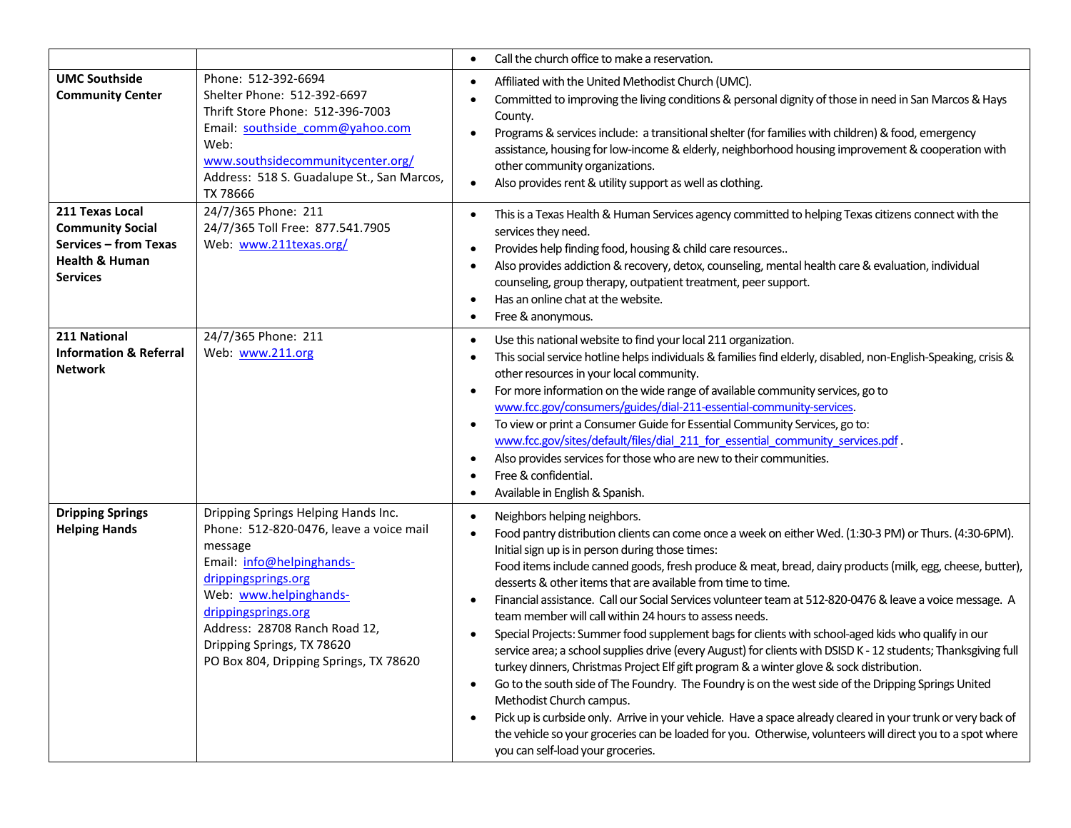| | | |
|---|---|---|
| | | • Call the church office to make a reservation. |
| **UMC Southside Community Center** | Phone: 512-392-6694<br>Shelter Phone: 512-392-6697<br>Thrift Store Phone: 512-396-7003<br>Email: southside_comm@yahoo.com<br>Web: www.southsidecommunitycenter.org/<br>Address: 518 S. Guadalupe St., San Marcos, TX 78666 | • Affiliated with the United Methodist Church (UMC).<br>• Committed to improving the living conditions & personal dignity of those in need in San Marcos & Hays County.<br>• Programs & services include: a transitional shelter (for families with children) & food, emergency assistance, housing for low-income & elderly, neighborhood housing improvement & cooperation with other community organizations.<br>• Also provides rent & utility support as well as clothing. |
| **211 Texas Local Community Social Services – from Texas Health & Human Services** | 24/7/365 Phone: 211<br>24/7/365 Toll Free: 877.541.7905<br>Web: www.211texas.org/ | • This is a Texas Health & Human Services agency committed to helping Texas citizens connect with the services they need.<br>• Provides help finding food, housing & child care resources..<br>• Also provides addiction & recovery, detox, counseling, mental health care & evaluation, individual counseling, group therapy, outpatient treatment, peer support.<br>• Has an online chat at the website.<br>• Free & anonymous. |
| **211 National Information & Referral Network** | 24/7/365 Phone: 211<br>Web: www.211.org | • Use this national website to find your local 211 organization.<br>• This social service hotline helps individuals & families find elderly, disabled, non-English-Speaking, crisis & other resources in your local community.<br>• For more information on the wide range of available community services, go to www.fcc.gov/consumers/guides/dial-211-essential-community-services.<br>• To view or print a Consumer Guide for Essential Community Services, go to: www.fcc.gov/sites/default/files/dial_211_for_essential_community_services.pdf .<br>• Also provides services for those who are new to their communities.<br>• Free & confidential.<br>• Available in English & Spanish. |
| **Dripping Springs Helping Hands** | Dripping Springs Helping Hands Inc.<br>Phone: 512-820-0476, leave a voice mail message<br>Email: info@helpinghands-drippingsprings.org<br>Web: www.helpinghands-drippingsprings.org<br>Address: 28708 Ranch Road 12, Dripping Springs, TX 78620<br>PO Box 804, Dripping Springs, TX 78620 | • Neighbors helping neighbors.<br>• Food pantry distribution clients can come once a week on either Wed. (1:30-3 PM) or Thurs. (4:30-6PM). Initial sign up is in person during those times:<br>Food items include canned goods, fresh produce & meat, bread, dairy products (milk, egg, cheese, butter), desserts & other items that are available from time to time.<br>• Financial assistance. Call our Social Services volunteer team at 512-820-0476 & leave a voice message. A team member will call within 24 hours to assess needs.<br>• Special Projects: Summer food supplement bags for clients with school-aged kids who qualify in our service area; a school supplies drive (every August) for clients with DSISD K - 12 students; Thanksgiving full turkey dinners, Christmas Project Elf gift program & a winter glove & sock distribution.<br>• Go to the south side of The Foundry. The Foundry is on the west side of the Dripping Springs United Methodist Church campus.<br>• Pick up is curbside only. Arrive in your vehicle. Have a space already cleared in your trunk or very back of the vehicle so your groceries can be loaded for you. Otherwise, volunteers will direct you to a spot where you can self-load your groceries. |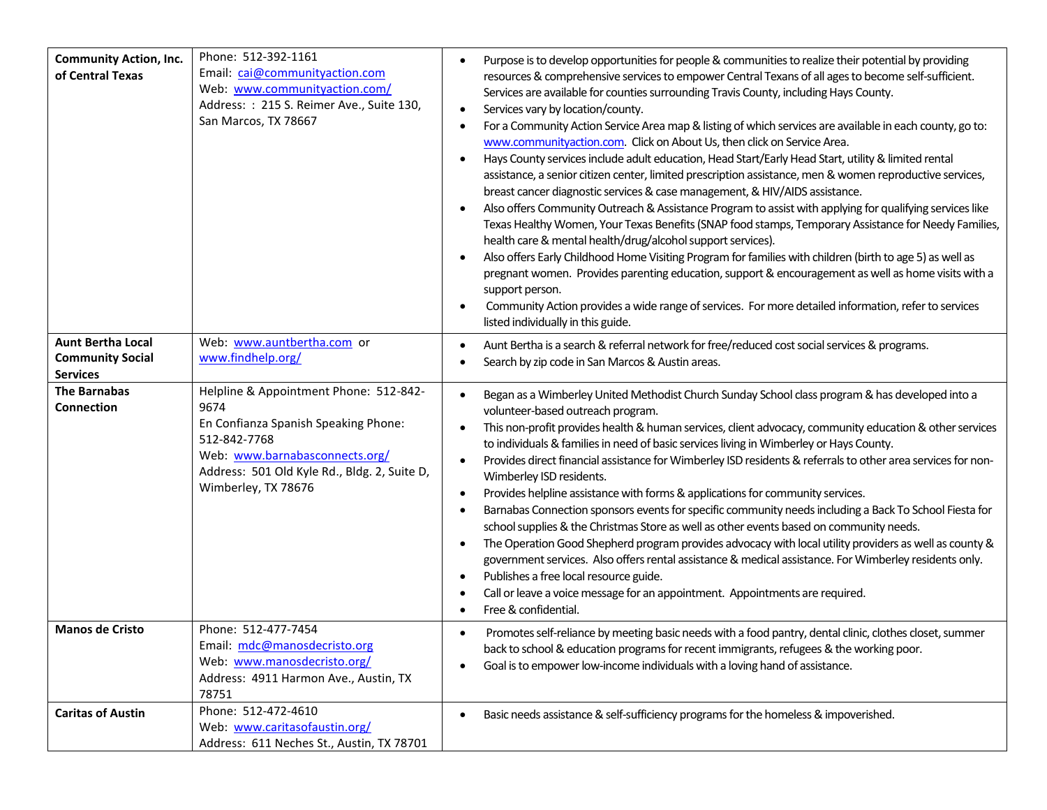| | | |
|---|---|---|
| **Community Action, Inc. of Central Texas** | Phone: 512-392-1161<br>Email: cai@communityaction.com<br>Web: www.communityaction.com/<br>Address: : 215 S. Reimer Ave., Suite 130, San Marcos, TX 78667 | • Purpose is to develop opportunities for people & communities to realize their potential by providing resources & comprehensive services to empower Central Texans of all ages to become self-sufficient. Services are available for counties surrounding Travis County, including Hays County.<br>• Services vary by location/county.<br>• For a Community Action Service Area map & listing of which services are available in each county, go to: www.communityaction.com. Click on About Us, then click on Service Area.<br>• Hays County services include adult education, Head Start/Early Head Start, utility & limited rental assistance, a senior citizen center, limited prescription assistance, men & women reproductive services, breast cancer diagnostic services & case management, & HIV/AIDS assistance.<br>• Also offers Community Outreach & Assistance Program to assist with applying for qualifying services like Texas Healthy Women, Your Texas Benefits (SNAP food stamps, Temporary Assistance for Needy Families, health care & mental health/drug/alcohol support services).<br>• Also offers Early Childhood Home Visiting Program for families with children (birth to age 5) as well as pregnant women. Provides parenting education, support & encouragement as well as home visits with a support person.<br>• Community Action provides a wide range of services. For more detailed information, refer to services listed individually in this guide. |
| **Aunt Bertha Local Community Social Services** | Web: www.auntbertha.com or www.findhelp.org/ | • Aunt Bertha is a search & referral network for free/reduced cost social services & programs.<br>• Search by zip code in San Marcos & Austin areas. |
| **The Barnabas Connection** | Helpline & Appointment Phone: 512-842-9674<br>En Confianza Spanish Speaking Phone: 512-842-7768<br>Web: www.barnabasconnects.org/<br>Address: 501 Old Kyle Rd., Bldg. 2, Suite D, Wimberley, TX 78676 | • Began as a Wimberley United Methodist Church Sunday School class program & has developed into a volunteer-based outreach program.<br>• This non-profit provides health & human services, client advocacy, community education & other services to individuals & families in need of basic services living in Wimberley or Hays County.<br>• Provides direct financial assistance for Wimberley ISD residents & referrals to other area services for non-Wimberley ISD residents.<br>• Provides helpline assistance with forms & applications for community services.<br>• Barnabas Connection sponsors events for specific community needs including a Back To School Fiesta for school supplies & the Christmas Store as well as other events based on community needs.<br>• The Operation Good Shepherd program provides advocacy with local utility providers as well as county & government services. Also offers rental assistance & medical assistance. For Wimberley residents only.<br>• Publishes a free local resource guide.<br>• Call or leave a voice message for an appointment. Appointments are required.<br>• Free & confidential. |
| **Manos de Cristo** | Phone: 512-477-7454<br>Email: mdc@manosdecristo.org<br>Web: www.manosdecristo.org/<br>Address: 4911 Harmon Ave., Austin, TX 78751 | • Promotes self-reliance by meeting basic needs with a food pantry, dental clinic, clothes closet, summer back to school & education programs for recent immigrants, refugees & the working poor.<br>• Goal is to empower low-income individuals with a loving hand of assistance. |
| **Caritas of Austin** | Phone: 512-472-4610<br>Web: www.caritasofaustin.org/<br>Address: 611 Neches St., Austin, TX 78701 | • Basic needs assistance & self-sufficiency programs for the homeless & impoverished. |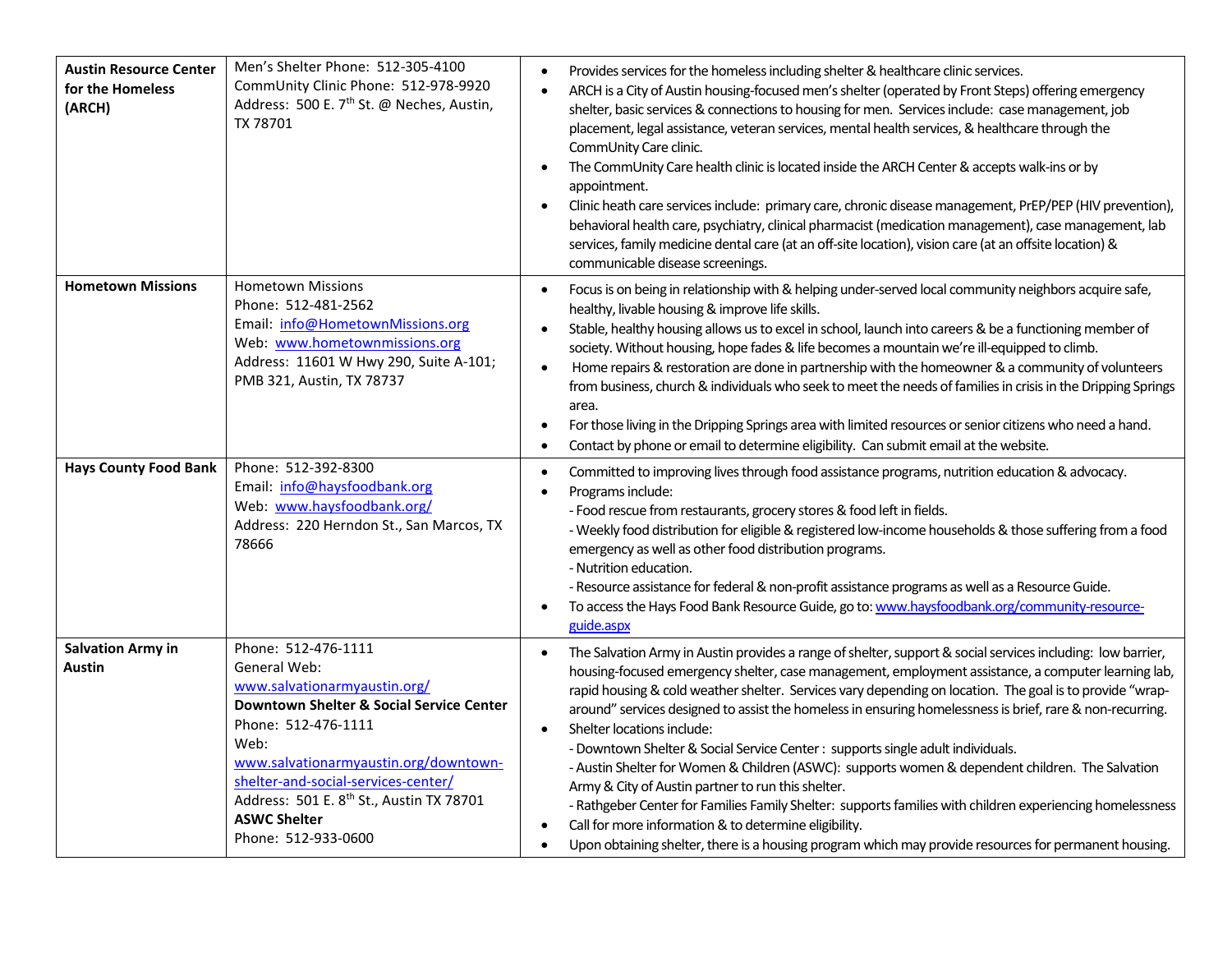| | | |
|---|---|---|
| **Austin Resource Center for the Homeless (ARCH)** | Men's Shelter Phone: 512-305-4100<br>CommUnity Clinic Phone: 512-978-9920<br>Address: 500 E. 7th St. @ Neches, Austin, TX 78701 | • Provides services for the homeless including shelter & healthcare clinic services.<br>• ARCH is a City of Austin housing-focused men's shelter (operated by Front Steps) offering emergency shelter, basic services & connections to housing for men. Services include: case management, job placement, legal assistance, veteran services, mental health services, & healthcare through the CommUnity Care clinic.<br>• The CommUnity Care health clinic is located inside the ARCH Center & accepts walk-ins or by appointment.<br>• Clinic heath care services include: primary care, chronic disease management, PrEP/PEP (HIV prevention), behavioral health care, psychiatry, clinical pharmacist (medication management), case management, lab services, family medicine dental care (at an off-site location), vision care (at an offsite location) & communicable disease screenings. |
| **Hometown Missions** | Hometown Missions<br>Phone: 512-481-2562<br>Email: info@HometownMissions.org<br>Web: www.hometownmissions.org<br>Address: 11601 W Hwy 290, Suite A-101; PMB 321, Austin, TX 78737 | • Focus is on being in relationship with & helping under-served local community neighbors acquire safe, healthy, livable housing & improve life skills.<br>• Stable, healthy housing allows us to excel in school, launch into careers & be a functioning member of society. Without housing, hope fades & life becomes a mountain we're ill-equipped to climb.<br>• Home repairs & restoration are done in partnership with the homeowner & a community of volunteers from business, church & individuals who seek to meet the needs of families in crisis in the Dripping Springs area.<br>• For those living in the Dripping Springs area with limited resources or senior citizens who need a hand.<br>• Contact by phone or email to determine eligibility. Can submit email at the website. |
| **Hays County Food Bank** | Phone: 512-392-8300<br>Email: info@haysfoodbank.org<br>Web: www.haysfoodbank.org/<br>Address: 220 Herndon St., San Marcos, TX 78666 | • Committed to improving lives through food assistance programs, nutrition education & advocacy.<br>• Programs include:<br>- Food rescue from restaurants, grocery stores & food left in fields.<br>- Weekly food distribution for eligible & registered low-income households & those suffering from a food emergency as well as other food distribution programs.<br>- Nutrition education.<br>- Resource assistance for federal & non-profit assistance programs as well as a Resource Guide.<br>• To access the Hays Food Bank Resource Guide, go to: www.haysfoodbank.org/community-resource-guide.aspx |
| **Salvation Army in Austin** | Phone: 512-476-1111<br>General Web: www.salvationarmyaustin.org/<br>**Downtown Shelter & Social Service Center**<br>Phone: 512-476-1111<br>Web: www.salvationarmyaustin.org/downtown-shelter-and-social-services-center/<br>Address: 501 E. 8th St., Austin TX 78701<br>**ASWC Shelter**<br>Phone: 512-933-0600 | • The Salvation Army in Austin provides a range of shelter, support & social services including: low barrier, housing-focused emergency shelter, case management, employment assistance, a computer learning lab, rapid housing & cold weather shelter. Services vary depending on location. The goal is to provide "wrap-around" services designed to assist the homeless in ensuring homelessness is brief, rare & non-recurring.<br>• Shelter locations include:<br>- Downtown Shelter & Social Service Center : supports single adult individuals.<br>- Austin Shelter for Women & Children (ASWC): supports women & dependent children. The Salvation Army & City of Austin partner to run this shelter.<br>- Rathgeber Center for Families Family Shelter: supports families with children experiencing homelessness<br>• Call for more information & to determine eligibility.<br>• Upon obtaining shelter, there is a housing program which may provide resources for permanent housing. |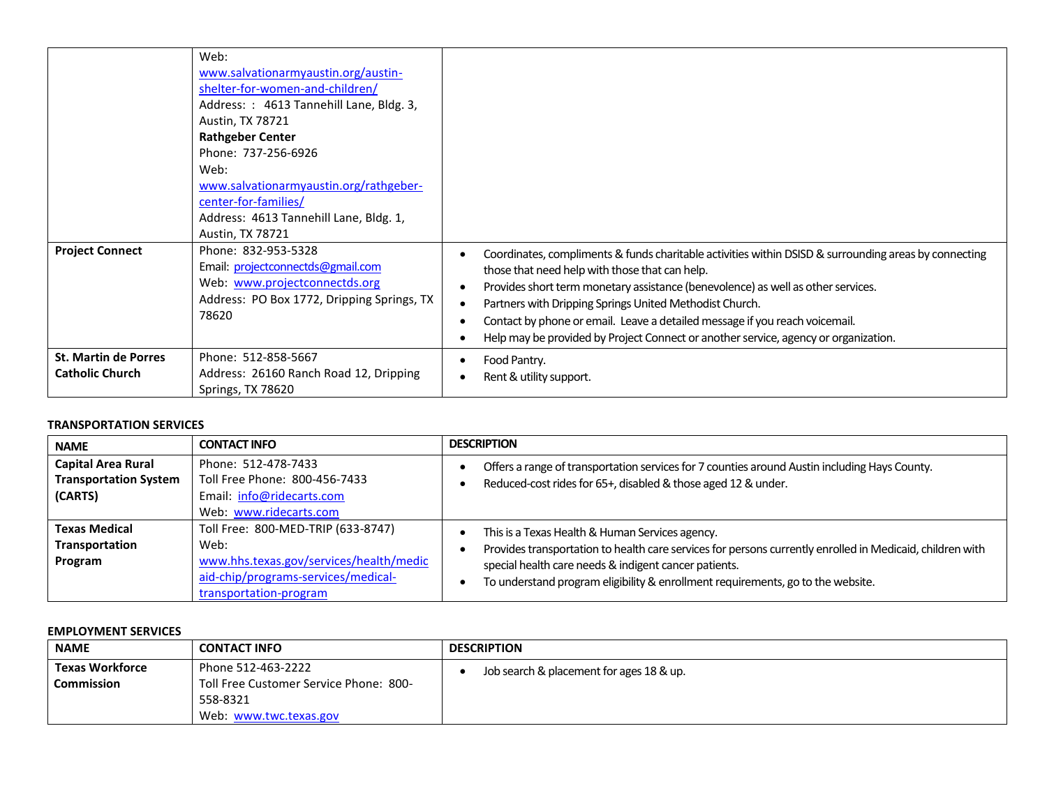| | | |
|---|---|---|
| | Web: www.salvationarmyaustin.org/austin-shelter-for-women-and-children/<br>Address: : 4613 Tannehill Lane, Bldg. 3, Austin, TX 78721<br>**Rathgeber Center**<br>Phone: 737-256-6926<br>Web: www.salvationarmyaustin.org/rathgeber-center-for-families/<br>Address: 4613 Tannehill Lane, Bldg. 1, Austin, TX 78721 | |
| **Project Connect** | Phone: 832-953-5328<br>Email: projectconnectds@gmail.com<br>Web: www.projectconnectds.org<br>Address: PO Box 1772, Dripping Springs, TX 78620 | • Coordinates, compliments & funds charitable activities within DSISD & surrounding areas by connecting those that need help with those that can help.<br>• Provides short term monetary assistance (benevolence) as well as other services.<br>• Partners with Dripping Springs United Methodist Church.<br>• Contact by phone or email. Leave a detailed message if you reach voicemail.<br>• Help may be provided by Project Connect or another service, agency or organization. |
| **St. Martin de Porres Catholic Church** | Phone: 512-858-5667<br>Address: 26160 Ranch Road 12, Dripping Springs, TX 78620 | • Food Pantry.<br>• Rent & utility support. |

**TRANSPORTATION SERVICES**

| NAME | CONTACT INFO | DESCRIPTION |
|---|---|---|
| **Capital Area Rural Transportation System (CARTS)** | Phone: 512-478-7433<br>Toll Free Phone: 800-456-7433<br>Email: info@ridecarts.com<br>Web: www.ridecarts.com | • Offers a range of transportation services for 7 counties around Austin including Hays County.<br>• Reduced-cost rides for 65+, disabled & those aged 12 & under. |
| **Texas Medical Transportation Program** | Toll Free: 800-MED-TRIP (633-8747)<br>Web: www.hhs.texas.gov/services/health/medicaid-chip/programs-services/medical-transportation-program | • This is a Texas Health & Human Services agency.<br>• Provides transportation to health care services for persons currently enrolled in Medicaid, children with special health care needs & indigent cancer patients.<br>• To understand program eligibility & enrollment requirements, go to the website. |

**EMPLOYMENT SERVICES**

| NAME | CONTACT INFO | DESCRIPTION |
|---|---|---|
| **Texas Workforce Commission** | Phone 512-463-2222<br>Toll Free Customer Service Phone: 800-558-8321<br>Web: www.twc.texas.gov | • Job search & placement for ages 18 & up. |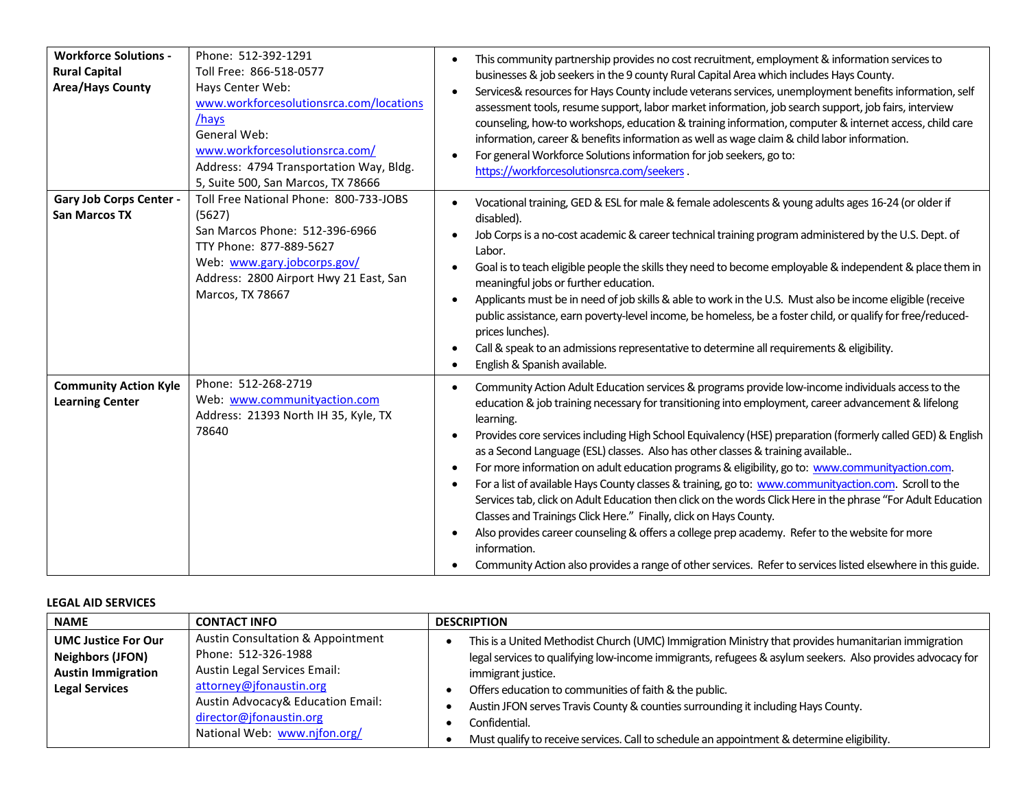| | | |
|---|---|---|
| **Workforce Solutions - Rural Capital Area/Hays County** | Phone: 512-392-1291<br>Toll Free: 866-518-0577<br>Hays Center Web: www.workforcesolutionsrca.com/locations/hays<br>General Web: www.workforcesolutionsrca.com/<br>Address: 4794 Transportation Way, Bldg. 5, Suite 500, San Marcos, TX 78666 | • This community partnership provides no cost recruitment, employment & information services to businesses & job seekers in the 9 county Rural Capital Area which includes Hays County.<br>• Services& resources for Hays County include veterans services, unemployment benefits information, self assessment tools, resume support, labor market information, job search support, job fairs, interview counseling, how-to workshops, education & training information, computer & internet access, child care information, career & benefits information as well as wage claim & child labor information.<br>• For general Workforce Solutions information for job seekers, go to: https://workforcesolutionsrca.com/seekers . |
| **Gary Job Corps Center - San Marcos TX** | Toll Free National Phone: 800-733-JOBS (5627)<br>San Marcos Phone: 512-396-6966<br>TTY Phone: 877-889-5627<br>Web: www.gary.jobcorps.gov/<br>Address: 2800 Airport Hwy 21 East, San Marcos, TX 78667 | • Vocational training, GED & ESL for male & female adolescents & young adults ages 16-24 (or older if disabled).<br>• Job Corps is a no-cost academic & career technical training program administered by the U.S. Dept. of Labor.<br>• Goal is to teach eligible people the skills they need to become employable & independent & place them in meaningful jobs or further education.<br>• Applicants must be in need of job skills & able to work in the U.S. Must also be income eligible (receive public assistance, earn poverty-level income, be homeless, be a foster child, or qualify for free/reduced-prices lunches).<br>• Call & speak to an admissions representative to determine all requirements & eligibility.<br>• English & Spanish available. |
| **Community Action Kyle Learning Center** | Phone: 512-268-2719<br>Web: www.communityaction.com<br>Address: 21393 North IH 35, Kyle, TX 78640 | • Community Action Adult Education services & programs provide low-income individuals access to the education & job training necessary for transitioning into employment, career advancement & lifelong learning.<br>• Provides core services including High School Equivalency (HSE) preparation (formerly called GED) & English as a Second Language (ESL) classes. Also has other classes & training available..<br>• For more information on adult education programs & eligibility, go to: www.communityaction.com.<br>• For a list of available Hays County classes & training, go to: www.communityaction.com. Scroll to the Services tab, click on Adult Education then click on the words Click Here in the phrase "For Adult Education Classes and Trainings Click Here." Finally, click on Hays County.<br>• Also provides career counseling & offers a college prep academy. Refer to the website for more information.<br>• Community Action also provides a range of other services. Refer to services listed elsewhere in this guide. |

**LEGAL AID SERVICES**

| NAME | CONTACT INFO | DESCRIPTION |
|---|---|---|
| **UMC Justice For Our Neighbors (JFON) Austin Immigration Legal Services** | Austin Consultation & Appointment Phone: 512-326-1988<br>Austin Legal Services Email: attorney@jfonaustin.org<br>Austin Advocacy& Education Email: director@jfonaustin.org<br>National Web: www.njfon.org/ | • This is a United Methodist Church (UMC) Immigration Ministry that provides humanitarian immigration legal services to qualifying low-income immigrants, refugees & asylum seekers. Also provides advocacy for immigrant justice.<br>• Offers education to communities of faith & the public.<br>• Austin JFON serves Travis County & counties surrounding it including Hays County.<br>• Confidential.<br>• Must qualify to receive services. Call to schedule an appointment & determine eligibility. |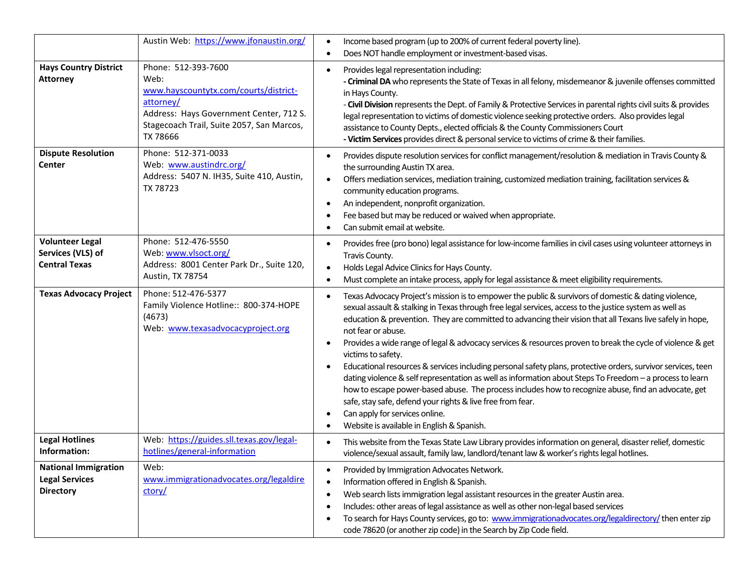| | | |
|---|---|---|
| | Austin Web: https://www.jfonaustin.org/ | • Income based program (up to 200% of current federal poverty line).<br>• Does NOT handle employment or investment-based visas. |
| **Hays Country District Attorney** | Phone: 512-393-7600<br>Web: www.hayscountytx.com/courts/district-attorney/<br>Address: Hays Government Center, 712 S. Stagecoach Trail, Suite 2057, San Marcos, TX 78666 | • Provides legal representation including:<br>**- Criminal DA** who represents the State of Texas in all felony, misdemeanor & juvenile offenses committed in Hays County.<br>- **Civil Division** represents the Dept. of Family & Protective Services in parental rights civil suits & provides legal representation to victims of domestic violence seeking protective orders. Also provides legal assistance to County Depts., elected officials & the County Commissioners Court<br>**- Victim Services** provides direct & personal service to victims of crime & their families. |
| **Dispute Resolution Center** | Phone: 512-371-0033<br>Web: www.austindrc.org/<br>Address: 5407 N. IH35, Suite 410, Austin, TX 78723 | • Provides dispute resolution services for conflict management/resolution & mediation in Travis County & the surrounding Austin TX area.<br>• Offers mediation services, mediation training, customized mediation training, facilitation services & community education programs.<br>• An independent, nonprofit organization.<br>• Fee based but may be reduced or waived when appropriate.<br>• Can submit email at website. |
| **Volunteer Legal Services (VLS) of Central Texas** | Phone: 512-476-5550<br>Web: www.vlsoct.org/<br>Address: 8001 Center Park Dr., Suite 120, Austin, TX 78754 | • Provides free (pro bono) legal assistance for low-income families in civil cases using volunteer attorneys in Travis County.<br>• Holds Legal Advice Clinics for Hays County.<br>• Must complete an intake process, apply for legal assistance & meet eligibility requirements. |
| **Texas Advocacy Project** | Phone: 512-476-5377<br>Family Violence Hotline:: 800-374-HOPE (4673)<br>Web: www.texasadvocacyproject.org | • Texas Advocacy Project's mission is to empower the public & survivors of domestic & dating violence, sexual assault & stalking in Texas through free legal services, access to the justice system as well as education & prevention. They are committed to advancing their vision that all Texans live safely in hope, not fear or abuse.<br>• Provides a wide range of legal & advocacy services & resources proven to break the cycle of violence & get victims to safety.<br>• Educational resources & services including personal safety plans, protective orders, survivor services, teen dating violence & self representation as well as information about Steps To Freedom – a process to learn how to escape power-based abuse. The process includes how to recognize abuse, find an advocate, get safe, stay safe, defend your rights & live free from fear.<br>• Can apply for services online.<br>• Website is available in English & Spanish. |
| **Legal Hotlines Information:** | Web: https://guides.sll.texas.gov/legal-hotlines/general-information | • This website from the Texas State Law Library provides information on general, disaster relief, domestic violence/sexual assault, family law, landlord/tenant law & worker's rights legal hotlines. |
| **National Immigration Legal Services Directory** | Web: www.immigrationadvocates.org/legaldirectory/ | • Provided by Immigration Advocates Network.<br>• Information offered in English & Spanish.<br>• Web search lists immigration legal assistant resources in the greater Austin area.<br>• Includes: other areas of legal assistance as well as other non-legal based services<br>• To search for Hays County services, go to: www.immigrationadvocates.org/legaldirectory/ then enter zip code 78620 (or another zip code) in the Search by Zip Code field. |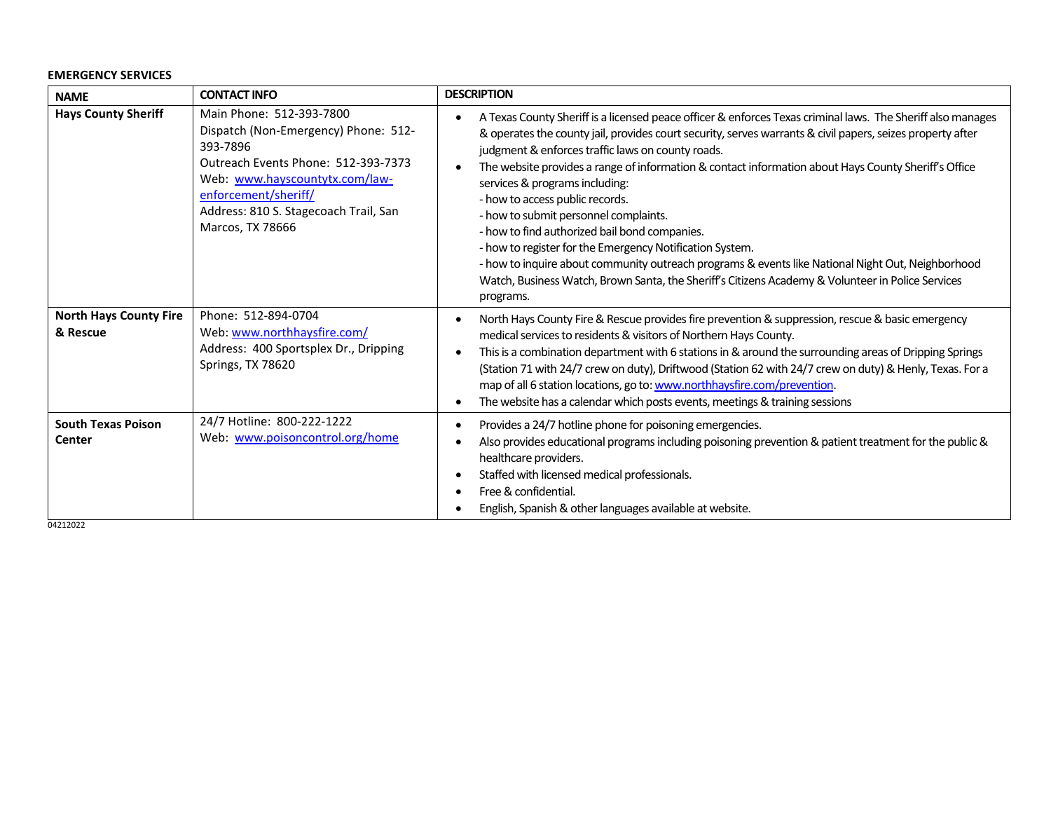**EMERGENCY SERVICES**

| NAME | CONTACT INFO | DESCRIPTION |
|---|---|---|
| **Hays County Sheriff** | Main Phone: 512-393-7800<br>Dispatch (Non-Emergency) Phone: 512-393-7896<br>Outreach Events Phone: 512-393-7373<br>Web: www.hayscountytx.com/law-enforcement/sheriff/<br>Address: 810 S. Stagecoach Trail, San Marcos, TX 78666 | • A Texas County Sheriff is a licensed peace officer & enforces Texas criminal laws. The Sheriff also manages & operates the county jail, provides court security, serves warrants & civil papers, seizes property after judgment & enforces traffic laws on county roads.<br>• The website provides a range of information & contact information about Hays County Sheriff's Office services & programs including:<br>- how to access public records.<br>- how to submit personnel complaints.<br>- how to find authorized bail bond companies.<br>- how to register for the Emergency Notification System.<br>- how to inquire about community outreach programs & events like National Night Out, Neighborhood Watch, Business Watch, Brown Santa, the Sheriff's Citizens Academy & Volunteer in Police Services programs. |
| **North Hays County Fire & Rescue** | Phone: 512-894-0704<br>Web: www.northhaysfire.com/<br>Address: 400 Sportsplex Dr., Dripping Springs, TX 78620 | • North Hays County Fire & Rescue provides fire prevention & suppression, rescue & basic emergency medical services to residents & visitors of Northern Hays County.<br>• This is a combination department with 6 stations in & around the surrounding areas of Dripping Springs (Station 71 with 24/7 crew on duty), Driftwood (Station 62 with 24/7 crew on duty) & Henly, Texas. For a map of all 6 station locations, go to: www.northhaysfire.com/prevention.<br>• The website has a calendar which posts events, meetings & training sessions |
| **South Texas Poison Center** | 24/7 Hotline: 800-222-1222<br>Web: www.poisoncontrol.org/home | • Provides a 24/7 hotline phone for poisoning emergencies.<br>• Also provides educational programs including poisoning prevention & patient treatment for the public & healthcare providers.<br>• Staffed with licensed medical professionals.<br>• Free & confidential.<br>• English, Spanish & other languages available at website. |

04212022